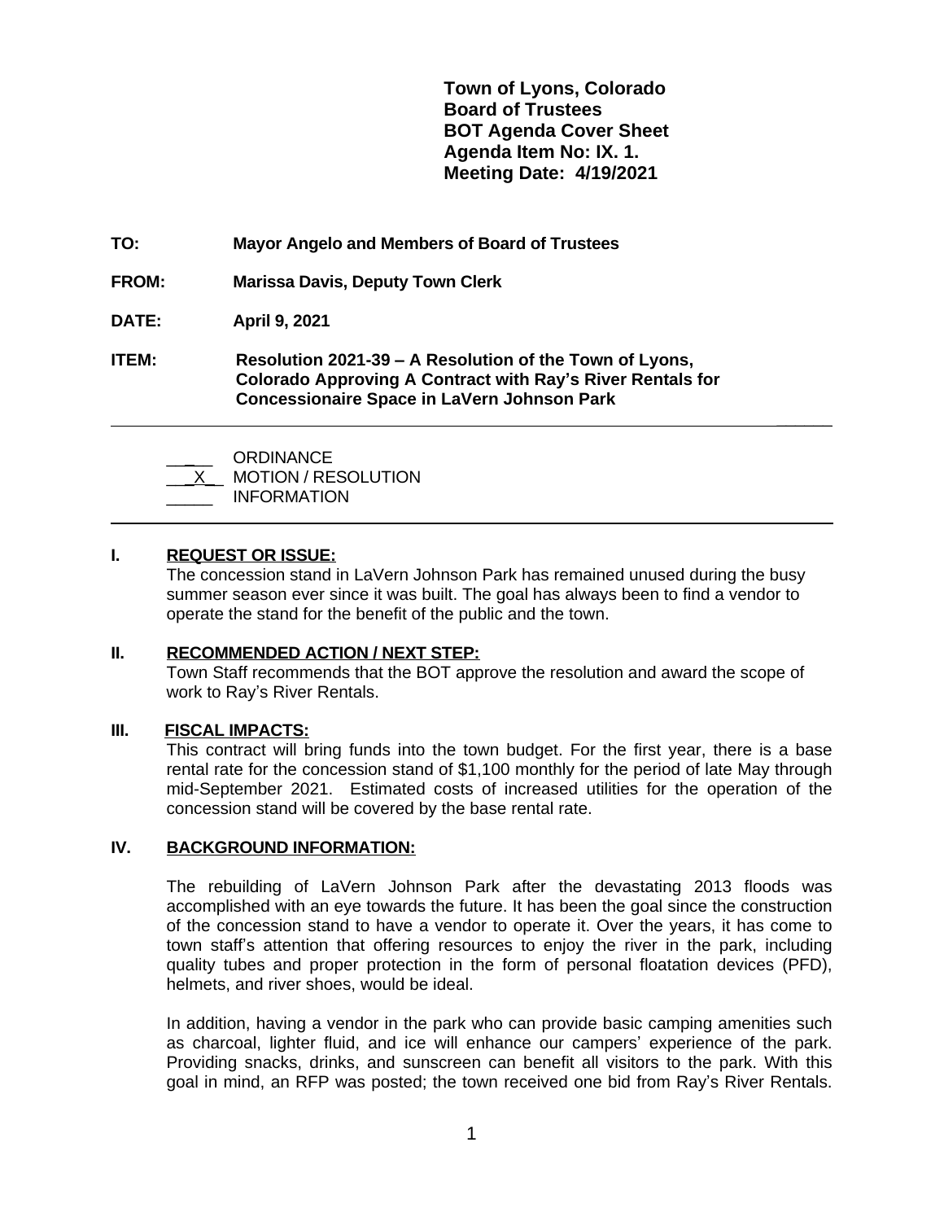**Town of Lyons, Colorado**
**Board of Trustees**
**BOT Agenda Cover Sheet**
**Agenda Item No: IX. 1.**
**Meeting Date: 4/19/2021**

**TO:** **Mayor Angelo and Members of Board of Trustees**

**FROM:** **Marissa Davis, Deputy Town Clerk**

**DATE:** **April 9, 2021**

**ITEM:** **Resolution 2021-39 – A Resolution of the Town of Lyons, Colorado Approving A Contract with Ray's River Rentals for Concessionaire Space in LaVern Johnson Park**

---

_____ ORDINANCE
__X__ MOTION / RESOLUTION
_____ INFORMATION

---

## I. REQUEST OR ISSUE:

The concession stand in LaVern Johnson Park has remained unused during the busy summer season ever since it was built. The goal has always been to find a vendor to operate the stand for the benefit of the public and the town.

## II. RECOMMENDED ACTION / NEXT STEP:

Town Staff recommends that the BOT approve the resolution and award the scope of work to Ray's River Rentals.

## III. FISCAL IMPACTS:

This contract will bring funds into the town budget. For the first year, there is a base rental rate for the concession stand of $1,100 monthly for the period of late May through mid-September 2021. Estimated costs of increased utilities for the operation of the concession stand will be covered by the base rental rate.

## IV. BACKGROUND INFORMATION:

The rebuilding of LaVern Johnson Park after the devastating 2013 floods was accomplished with an eye towards the future. It has been the goal since the construction of the concession stand to have a vendor to operate it. Over the years, it has come to town staff's attention that offering resources to enjoy the river in the park, including quality tubes and proper protection in the form of personal floatation devices (PFD), helmets, and river shoes, would be ideal.

In addition, having a vendor in the park who can provide basic camping amenities such as charcoal, lighter fluid, and ice will enhance our campers' experience of the park. Providing snacks, drinks, and sunscreen can benefit all visitors to the park. With this goal in mind, an RFP was posted; the town received one bid from Ray's River Rentals.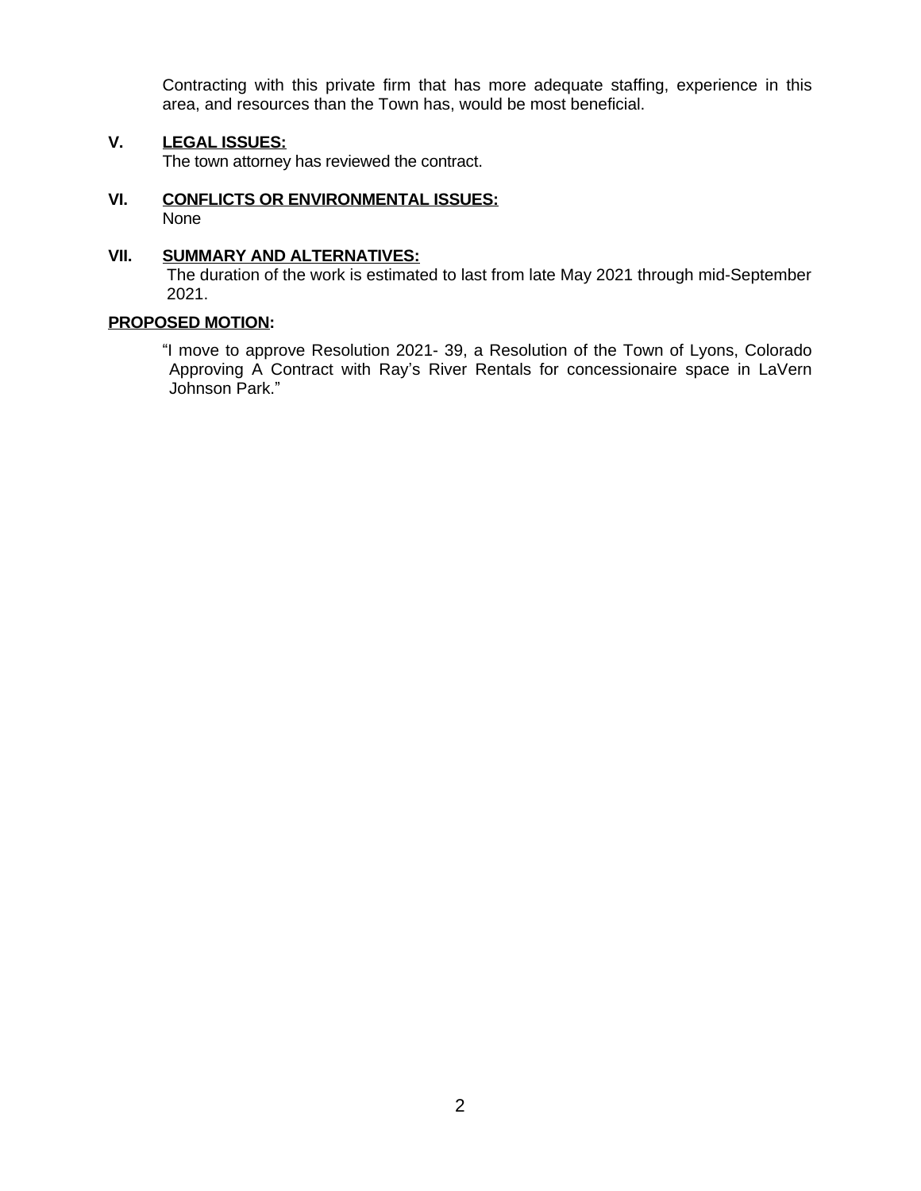Contracting with this private firm that has more adequate staffing, experience in this area, and resources than the Town has, would be most beneficial.

## V. LEGAL ISSUES:

The town attorney has reviewed the contract.

## VI. CONFLICTS OR ENVIRONMENTAL ISSUES:

None

## VII. SUMMARY AND ALTERNATIVES:

The duration of the work is estimated to last from late May 2021 through mid-September 2021.

**PROPOSED MOTION:**

"I move to approve Resolution 2021- 39, a Resolution of the Town of Lyons, Colorado Approving A Contract with Ray's River Rentals for concessionaire space in LaVern Johnson Park."